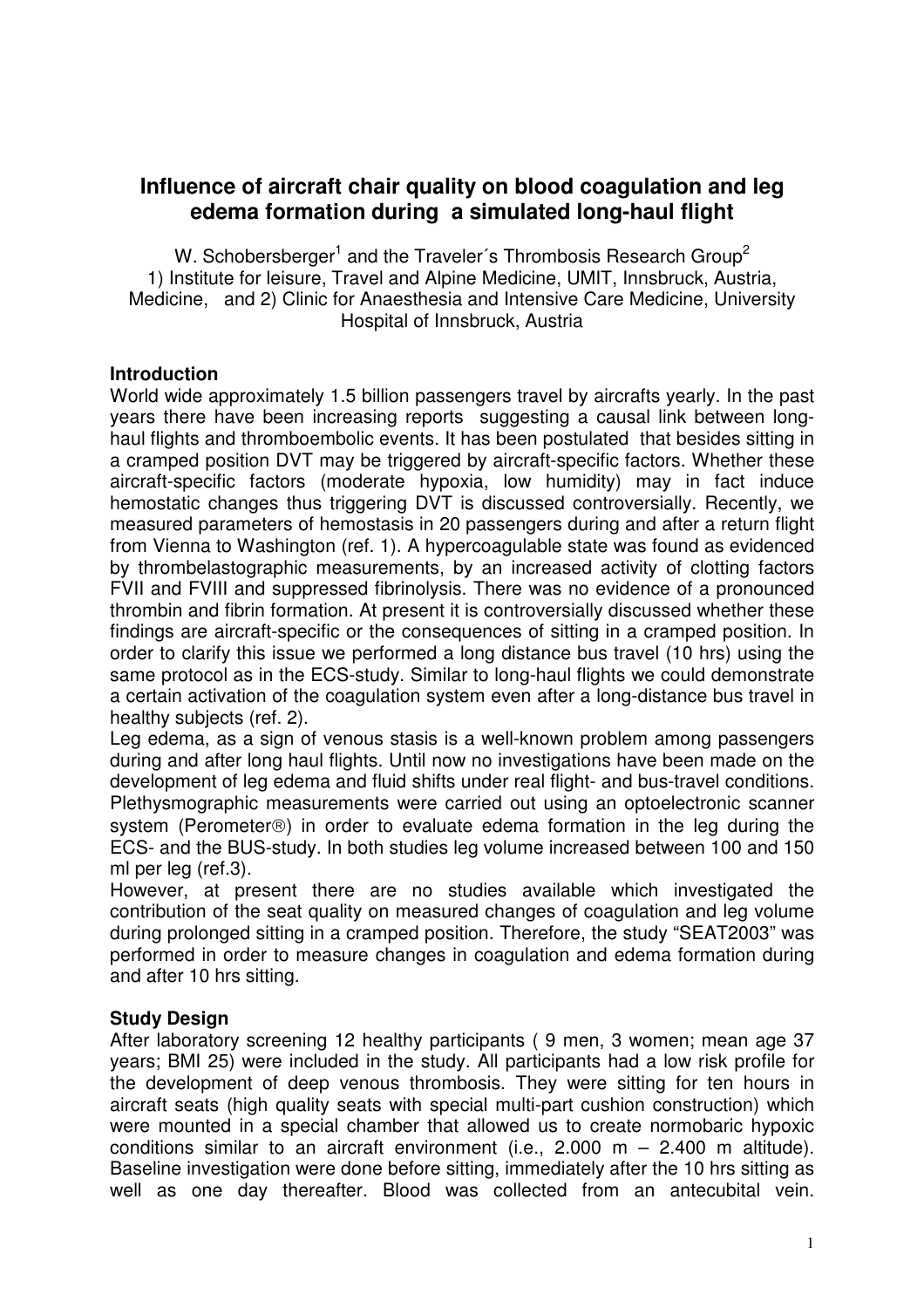# Influence of aircraft chair quality on blood coagulation and leg edema formation during a simulated long-haul flight

W. Schobersberger[1] and the Traveler´s Thrombosis Research Group[2]
1) Institute for leisure, Travel and Alpine Medicine, UMIT, Innsbruck, Austria, Medicine, and 2) Clinic for Anaesthesia and Intensive Care Medicine, University Hospital of Innsbruck, Austria

## Introduction

World wide approximately 1.5 billion passengers travel by aircrafts yearly. In the past years there have been increasing reports suggesting a causal link between long-haul flights and thromboembolic events. It has been postulated that besides sitting in a cramped position DVT may be triggered by aircraft-specific factors. Whether these aircraft-specific factors (moderate hypoxia, low humidity) may in fact induce hemostatic changes thus triggering DVT is discussed controversially. Recently, we measured parameters of hemostasis in 20 passengers during and after a return flight from Vienna to Washington (ref. 1). A hypercoagulable state was found as evidenced by thrombelastographic measurements, by an increased activity of clotting factors FVII and FVIII and suppressed fibrinolysis. There was no evidence of a pronounced thrombin and fibrin formation. At present it is controversially discussed whether these findings are aircraft-specific or the consequences of sitting in a cramped position. In order to clarify this issue we performed a long distance bus travel (10 hrs) using the same protocol as in the ECS-study. Similar to long-haul flights we could demonstrate a certain activation of the coagulation system even after a long-distance bus travel in healthy subjects (ref. 2).

Leg edema, as a sign of venous stasis is a well-known problem among passengers during and after long haul flights. Until now no investigations have been made on the development of leg edema and fluid shifts under real flight- and bus-travel conditions. Plethysmographic measurements were carried out using an optoelectronic scanner system (Perometer®) in order to evaluate edema formation in the leg during the ECS- and the BUS-study. In both studies leg volume increased between 100 and 150 ml per leg (ref.3).

However, at present there are no studies available which investigated the contribution of the seat quality on measured changes of coagulation and leg volume during prolonged sitting in a cramped position. Therefore, the study "SEAT2003" was performed in order to measure changes in coagulation and edema formation during and after 10 hrs sitting.

## Study Design

After laboratory screening 12 healthy participants ( 9 men, 3 women; mean age 37 years; BMI 25) were included in the study. All participants had a low risk profile for the development of deep venous thrombosis. They were sitting for ten hours in aircraft seats (high quality seats with special multi-part cushion construction) which were mounted in a special chamber that allowed us to create normobaric hypoxic conditions similar to an aircraft environment (i.e., 2.000 m – 2.400 m altitude). Baseline investigation were done before sitting, immediately after the 10 hrs sitting as well as one day thereafter. Blood was collected from an antecubital vein.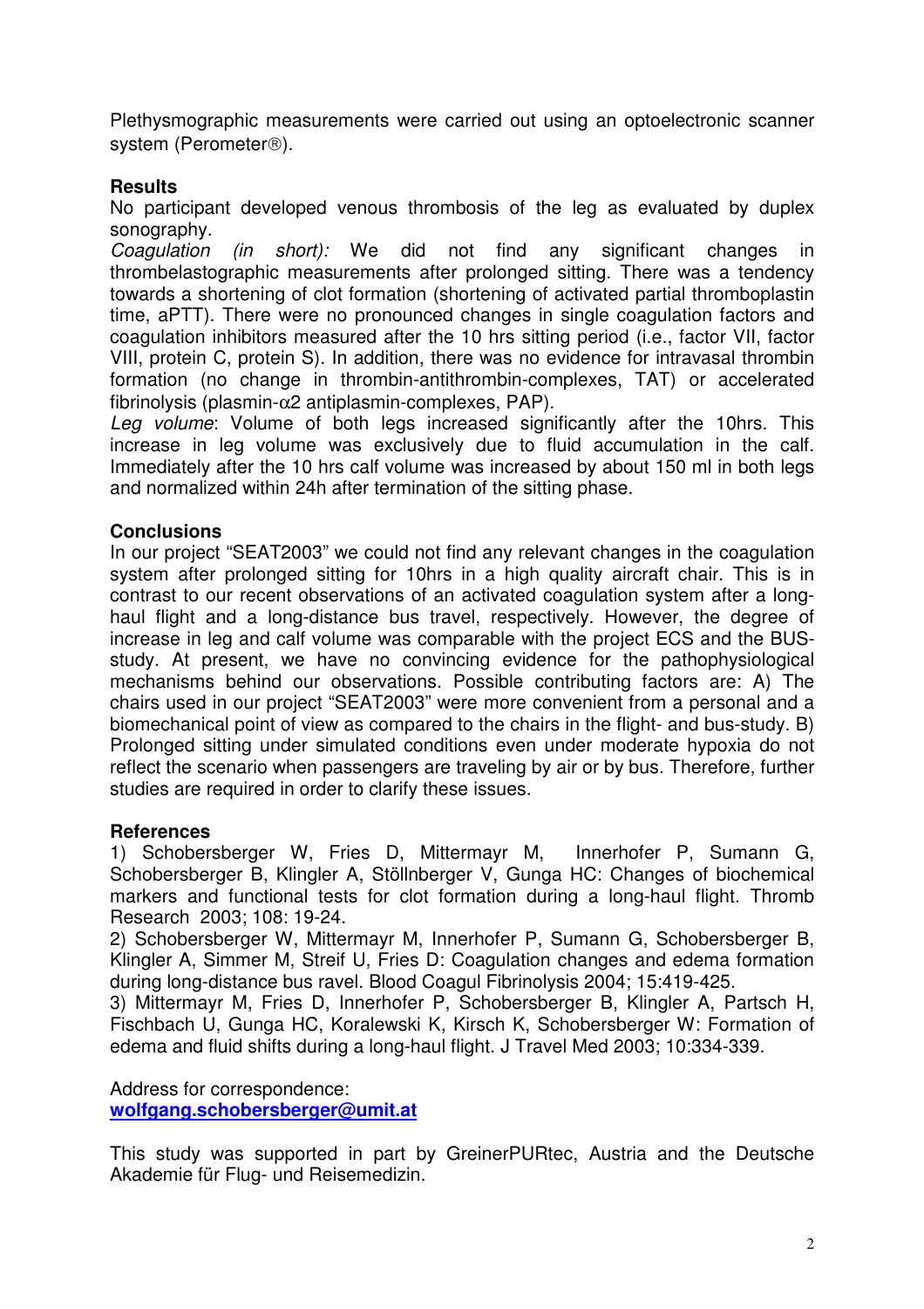Plethysmographic measurements were carried out using an optoelectronic scanner system (Perometer®).

**Results**

No participant developed venous thrombosis of the leg as evaluated by duplex sonography.

*Coagulation (in short):* We did not find any significant changes in thrombelastographic measurements after prolonged sitting. There was a tendency towards a shortening of clot formation (shortening of activated partial thromboplastin time, aPTT). There were no pronounced changes in single coagulation factors and coagulation inhibitors measured after the 10 hrs sitting period (i.e., factor VII, factor VIII, protein C, protein S). In addition, there was no evidence for intravasal thrombin formation (no change in thrombin-antithrombin-complexes, TAT) or accelerated fibrinolysis (plasmin-α2 antiplasmin-complexes, PAP).

*Leg volume*: Volume of both legs increased significantly after the 10hrs. This increase in leg volume was exclusively due to fluid accumulation in the calf. Immediately after the 10 hrs calf volume was increased by about 150 ml in both legs and normalized within 24h after termination of the sitting phase.

**Conclusions**

In our project "SEAT2003" we could not find any relevant changes in the coagulation system after prolonged sitting for 10hrs in a high quality aircraft chair. This is in contrast to our recent observations of an activated coagulation system after a long-haul flight and a long-distance bus travel, respectively. However, the degree of increase in leg and calf volume was comparable with the project ECS and the BUS-study. At present, we have no convincing evidence for the pathophysiological mechanisms behind our observations. Possible contributing factors are: A) The chairs used in our project "SEAT2003" were more convenient from a personal and a biomechanical point of view as compared to the chairs in the flight- and bus-study. B) Prolonged sitting under simulated conditions even under moderate hypoxia do not reflect the scenario when passengers are traveling by air or by bus. Therefore, further studies are required in order to clarify these issues.

**References**

1) Schobersberger W, Fries D, Mittermayr M, Innerhofer P, Sumann G, Schobersberger B, Klingler A, Stöllnberger V, Gunga HC: Changes of biochemical markers and functional tests for clot formation during a long-haul flight. Thromb Research 2003; 108: 19-24.

2) Schobersberger W, Mittermayr M, Innerhofer P, Sumann G, Schobersberger B, Klingler A, Simmer M, Streif U, Fries D: Coagulation changes and edema formation during long-distance bus ravel. Blood Coagul Fibrinolysis 2004; 15:419-425.

3) Mittermayr M, Fries D, Innerhofer P, Schobersberger B, Klingler A, Partsch H, Fischbach U, Gunga HC, Koralewski K, Kirsch K, Schobersberger W: Formation of edema and fluid shifts during a long-haul flight. J Travel Med 2003; 10:334-339.

Address for correspondence:
**wolfgang.schobersberger@umit.at**

This study was supported in part by GreinerPURtec, Austria and the Deutsche Akademie für Flug- und Reisemedizin.